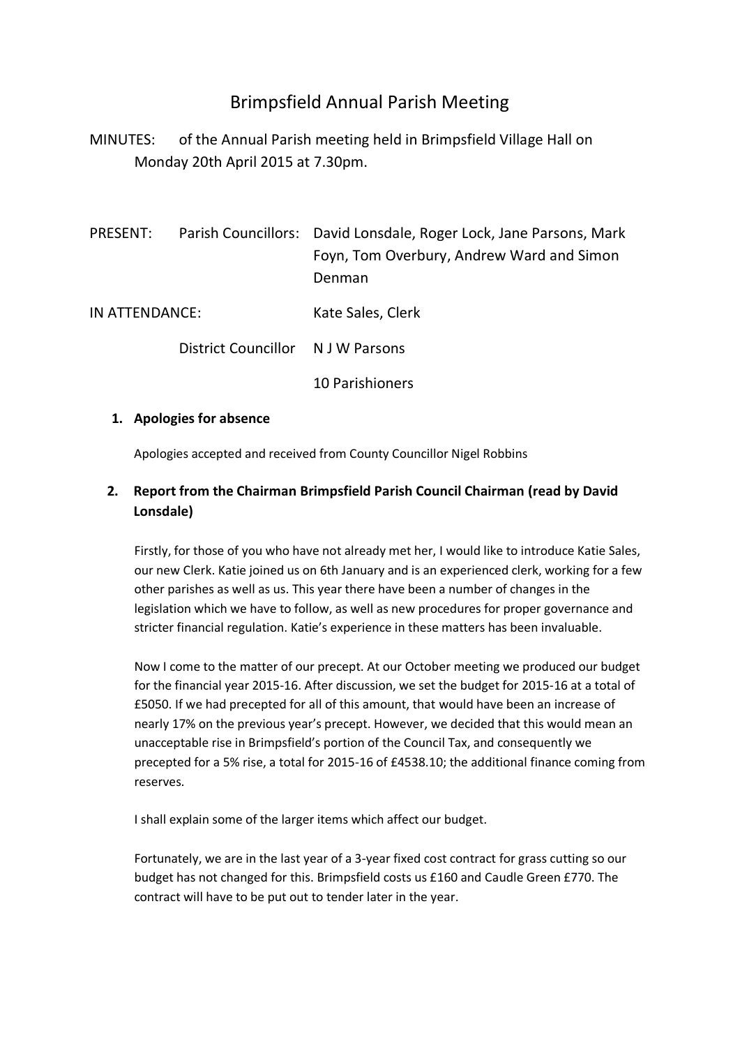# Brimpsfield Annual Parish Meeting

MINUTES: of the Annual Parish meeting held in Brimpsfield Village Hall on Monday 20th April 2015 at 7.30pm.

PRESENT: Parish Councillors: David Lonsdale, Roger Lock, Jane Parsons, Mark Foyn, Tom Overbury, Andrew Ward and Simon Denman

IN ATTENDANCE: Kate Sales, Clerk

District Councillor N J W Parsons

10 Parishioners

1. **Apologies for absence**

   Apologies accepted and received from County Councillor Nigel Robbins

2. **Report from the Chairman Brimpsfield Parish Council Chairman (read by David Lonsdale)**

   Firstly, for those of you who have not already met her, I would like to introduce Katie Sales, our new Clerk. Katie joined us on 6th January and is an experienced clerk, working for a few other parishes as well as us. This year there have been a number of changes in the legislation which we have to follow, as well as new procedures for proper governance and stricter financial regulation. Katie's experience in these matters has been invaluable.

   Now I come to the matter of our precept. At our October meeting we produced our budget for the financial year 2015-16. After discussion, we set the budget for 2015-16 at a total of £5050. If we had precepted for all of this amount, that would have been an increase of nearly 17% on the previous year's precept. However, we decided that this would mean an unacceptable rise in Brimpsfield's portion of the Council Tax, and consequently we precepted for a 5% rise, a total for 2015-16 of £4538.10; the additional finance coming from reserves.

   I shall explain some of the larger items which affect our budget.

   Fortunately, we are in the last year of a 3-year fixed cost contract for grass cutting so our budget has not changed for this. Brimpsfield costs us £160 and Caudle Green £770. The contract will have to be put out to tender later in the year.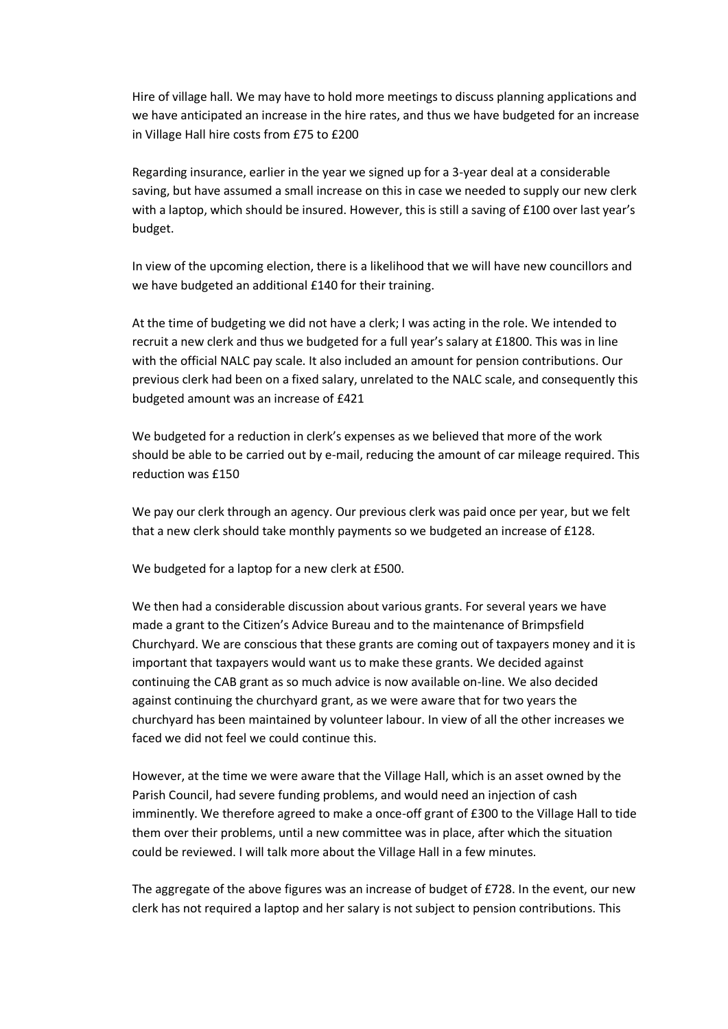Hire of village hall. We may have to hold more meetings to discuss planning applications and we have anticipated an increase in the hire rates, and thus we have budgeted for an increase in Village Hall hire costs from £75 to £200

Regarding insurance, earlier in the year we signed up for a 3-year deal at a considerable saving, but have assumed a small increase on this in case we needed to supply our new clerk with a laptop, which should be insured. However, this is still a saving of £100 over last year's budget.

In view of the upcoming election, there is a likelihood that we will have new councillors and we have budgeted an additional £140 for their training.

At the time of budgeting we did not have a clerk; I was acting in the role. We intended to recruit a new clerk and thus we budgeted for a full year's salary at £1800. This was in line with the official NALC pay scale. It also included an amount for pension contributions. Our previous clerk had been on a fixed salary, unrelated to the NALC scale, and consequently this budgeted amount was an increase of £421

We budgeted for a reduction in clerk's expenses as we believed that more of the work should be able to be carried out by e-mail, reducing the amount of car mileage required. This reduction was £150

We pay our clerk through an agency. Our previous clerk was paid once per year, but we felt that a new clerk should take monthly payments so we budgeted an increase of £128.

We budgeted for a laptop for a new clerk at £500.

We then had a considerable discussion about various grants. For several years we have made a grant to the Citizen's Advice Bureau and to the maintenance of Brimpsfield Churchyard. We are conscious that these grants are coming out of taxpayers money and it is important that taxpayers would want us to make these grants. We decided against continuing the CAB grant as so much advice is now available on-line. We also decided against continuing the churchyard grant, as we were aware that for two years the churchyard has been maintained by volunteer labour. In view of all the other increases we faced we did not feel we could continue this.

However, at the time we were aware that the Village Hall, which is an asset owned by the Parish Council, had severe funding problems, and would need an injection of cash imminently. We therefore agreed to make a once-off grant of £300 to the Village Hall to tide them over their problems, until a new committee was in place, after which the situation could be reviewed. I will talk more about the Village Hall in a few minutes.

The aggregate of the above figures was an increase of budget of £728. In the event, our new clerk has not required a laptop and her salary is not subject to pension contributions. This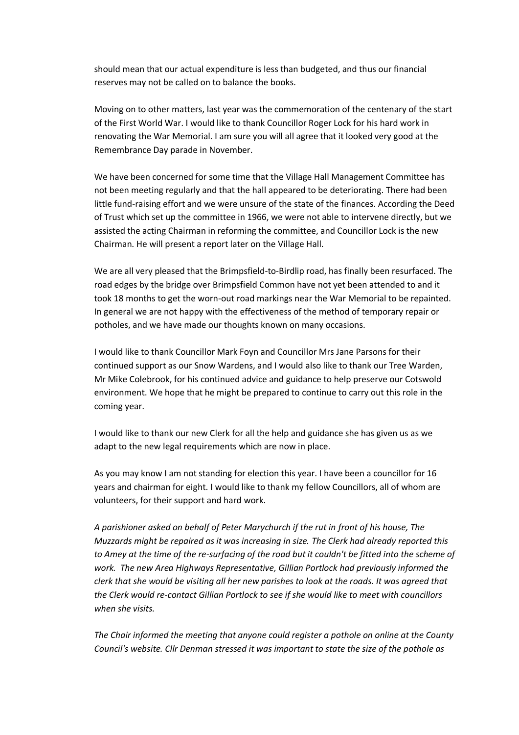should mean that our actual expenditure is less than budgeted, and thus our financial reserves may not be called on to balance the books.

Moving on to other matters, last year was the commemoration of the centenary of the start of the First World War. I would like to thank Councillor Roger Lock for his hard work in renovating the War Memorial. I am sure you will all agree that it looked very good at the Remembrance Day parade in November.

We have been concerned for some time that the Village Hall Management Committee has not been meeting regularly and that the hall appeared to be deteriorating. There had been little fund-raising effort and we were unsure of the state of the finances. According the Deed of Trust which set up the committee in 1966, we were not able to intervene directly, but we assisted the acting Chairman in reforming the committee, and Councillor Lock is the new Chairman. He will present a report later on the Village Hall.

We are all very pleased that the Brimpsfield-to-Birdlip road, has finally been resurfaced. The road edges by the bridge over Brimpsfield Common have not yet been attended to and it took 18 months to get the worn-out road markings near the War Memorial to be repainted. In general we are not happy with the effectiveness of the method of temporary repair or potholes, and we have made our thoughts known on many occasions.

I would like to thank Councillor Mark Foyn and Councillor Mrs Jane Parsons for their continued support as our Snow Wardens, and I would also like to thank our Tree Warden, Mr Mike Colebrook, for his continued advice and guidance to help preserve our Cotswold environment. We hope that he might be prepared to continue to carry out this role in the coming year.

I would like to thank our new Clerk for all the help and guidance she has given us as we adapt to the new legal requirements which are now in place.

As you may know I am not standing for election this year. I have been a councillor for 16 years and chairman for eight. I would like to thank my fellow Councillors, all of whom are volunteers, for their support and hard work.

*A parishioner asked on behalf of Peter Marychurch if the rut in front of his house, The Muzzards might be repaired as it was increasing in size. The Clerk had already reported this to Amey at the time of the re-surfacing of the road but it couldn't be fitted into the scheme of work. The new Area Highways Representative, Gillian Portlock had previously informed the clerk that she would be visiting all her new parishes to look at the roads. It was agreed that the Clerk would re-contact Gillian Portlock to see if she would like to meet with councillors when she visits.*

*The Chair informed the meeting that anyone could register a pothole on online at the County Council's website. Cllr Denman stressed it was important to state the size of the pothole as*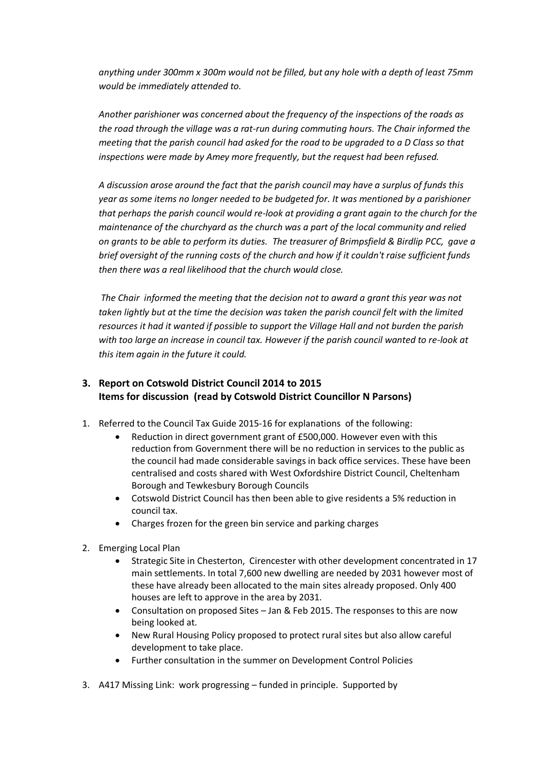*anything under 300mm x 300m would not be filled, but any hole with a depth of least 75mm would be immediately attended to.*

*Another parishioner was concerned about the frequency of the inspections of the roads as the road through the village was a rat-run during commuting hours. The Chair informed the meeting that the parish council had asked for the road to be upgraded to a D Class so that inspections were made by Amey more frequently, but the request had been refused.*

*A discussion arose around the fact that the parish council may have a surplus of funds this year as some items no longer needed to be budgeted for. It was mentioned by a parishioner that perhaps the parish council would re-look at providing a grant again to the church for the maintenance of the churchyard as the church was a part of the local community and relied on grants to be able to perform its duties. The treasurer of Brimpsfield & Birdlip PCC, gave a brief oversight of the running costs of the church and how if it couldn't raise sufficient funds then there was a real likelihood that the church would close.*

*The Chair informed the meeting that the decision not to award a grant this year was not taken lightly but at the time the decision was taken the parish council felt with the limited resources it had it wanted if possible to support the Village Hall and not burden the parish with too large an increase in council tax. However if the parish council wanted to re-look at this item again in the future it could.*

## 3. Report on Cotswold District Council 2014 to 2015 Items for discussion (read by Cotswold District Councillor N Parsons)

1. Referred to the Council Tax Guide 2015-16 for explanations of the following:
   - Reduction in direct government grant of £500,000. However even with this reduction from Government there will be no reduction in services to the public as the council had made considerable savings in back office services. These have been centralised and costs shared with West Oxfordshire District Council, Cheltenham Borough and Tewkesbury Borough Councils
   - Cotswold District Council has then been able to give residents a 5% reduction in council tax.
   - Charges frozen for the green bin service and parking charges
2. Emerging Local Plan
   - Strategic Site in Chesterton, Cirencester with other development concentrated in 17 main settlements. In total 7,600 new dwelling are needed by 2031 however most of these have already been allocated to the main sites already proposed. Only 400 houses are left to approve in the area by 2031.
   - Consultation on proposed Sites – Jan & Feb 2015. The responses to this are now being looked at.
   - New Rural Housing Policy proposed to protect rural sites but also allow careful development to take place.
   - Further consultation in the summer on Development Control Policies
3. A417 Missing Link: work progressing – funded in principle. Supported by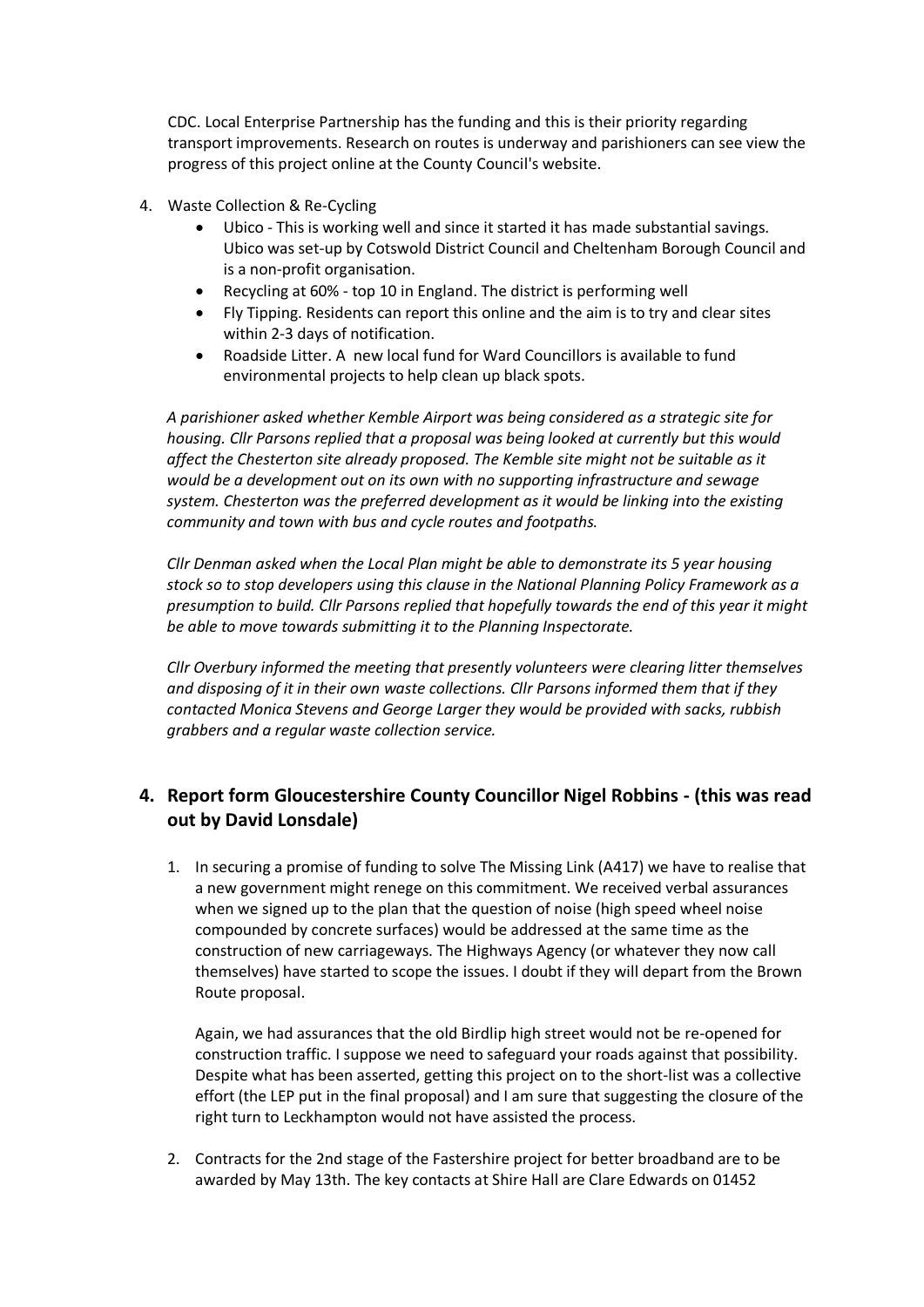CDC. Local Enterprise Partnership has the funding and this is their priority regarding transport improvements. Research on routes is underway and parishioners can see view the progress of this project online at the County Council's website.

4. Waste Collection & Re-Cycling
    - Ubico - This is working well and since it started it has made substantial savings. Ubico was set-up by Cotswold District Council and Cheltenham Borough Council and is a non-profit organisation.
    - Recycling at 60% - top 10 in England. The district is performing well
    - Fly Tipping. Residents can report this online and the aim is to try and clear sites within 2-3 days of notification.
    - Roadside Litter. A new local fund for Ward Councillors is available to fund environmental projects to help clean up black spots.

*A parishioner asked whether Kemble Airport was being considered as a strategic site for housing. Cllr Parsons replied that a proposal was being looked at currently but this would affect the Chesterton site already proposed. The Kemble site might not be suitable as it would be a development out on its own with no supporting infrastructure and sewage system. Chesterton was the preferred development as it would be linking into the existing community and town with bus and cycle routes and footpaths.*

*Cllr Denman asked when the Local Plan might be able to demonstrate its 5 year housing stock so to stop developers using this clause in the National Planning Policy Framework as a presumption to build. Cllr Parsons replied that hopefully towards the end of this year it might be able to move towards submitting it to the Planning Inspectorate.*

*Cllr Overbury informed the meeting that presently volunteers were clearing litter themselves and disposing of it in their own waste collections. Cllr Parsons informed them that if they contacted Monica Stevens and George Larger they would be provided with sacks, rubbish grabbers and a regular waste collection service.*

## 4. Report form Gloucestershire County Councillor Nigel Robbins - (this was read out by David Lonsdale)

1. In securing a promise of funding to solve The Missing Link (A417) we have to realise that a new government might renege on this commitment. We received verbal assurances when we signed up to the plan that the question of noise (high speed wheel noise compounded by concrete surfaces) would be addressed at the same time as the construction of new carriageways. The Highways Agency (or whatever they now call themselves) have started to scope the issues. I doubt if they will depart from the Brown Route proposal.

   Again, we had assurances that the old Birdlip high street would not be re-opened for construction traffic. I suppose we need to safeguard your roads against that possibility. Despite what has been asserted, getting this project on to the short-list was a collective effort (the LEP put in the final proposal) and I am sure that suggesting the closure of the right turn to Leckhampton would not have assisted the process.

2. Contracts for the 2nd stage of the Fastershire project for better broadband are to be awarded by May 13th. The key contacts at Shire Hall are Clare Edwards on 01452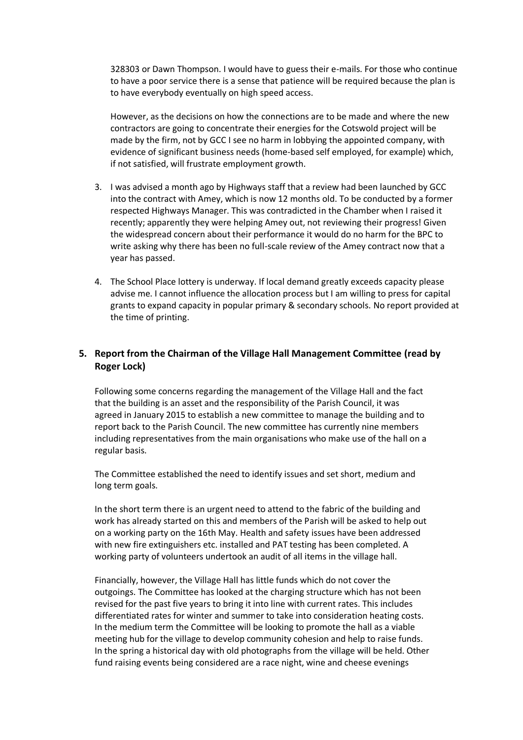328303 or Dawn Thompson. I would have to guess their e-mails. For those who continue to have a poor service there is a sense that patience will be required because the plan is to have everybody eventually on high speed access.

However, as the decisions on how the connections are to be made and where the new contractors are going to concentrate their energies for the Cotswold project will be made by the firm, not by GCC I see no harm in lobbying the appointed company, with evidence of significant business needs (home-based self employed, for example) which, if not satisfied, will frustrate employment growth.

3. I was advised a month ago by Highways staff that a review had been launched by GCC into the contract with Amey, which is now 12 months old. To be conducted by a former respected Highways Manager. This was contradicted in the Chamber when I raised it recently; apparently they were helping Amey out, not reviewing their progress! Given the widespread concern about their performance it would do no harm for the BPC to write asking why there has been no full-scale review of the Amey contract now that a year has passed.

4. The School Place lottery is underway. If local demand greatly exceeds capacity please advise me. I cannot influence the allocation process but I am willing to press for capital grants to expand capacity in popular primary & secondary schools. No report provided at the time of printing.

## 5. Report from the Chairman of the Village Hall Management Committee (read by Roger Lock)

Following some concerns regarding the management of the Village Hall and the fact that the building is an asset and the responsibility of the Parish Council, it was agreed in January 2015 to establish a new committee to manage the building and to report back to the Parish Council. The new committee has currently nine members including representatives from the main organisations who make use of the hall on a regular basis.

The Committee established the need to identify issues and set short, medium and long term goals.

In the short term there is an urgent need to attend to the fabric of the building and work has already started on this and members of the Parish will be asked to help out on a working party on the 16th May. Health and safety issues have been addressed with new fire extinguishers etc. installed and PAT testing has been completed. A working party of volunteers undertook an audit of all items in the village hall.

Financially, however, the Village Hall has little funds which do not cover the outgoings. The Committee has looked at the charging structure which has not been revised for the past five years to bring it into line with current rates. This includes differentiated rates for winter and summer to take into consideration heating costs. In the medium term the Committee will be looking to promote the hall as a viable meeting hub for the village to develop community cohesion and help to raise funds. In the spring a historical day with old photographs from the village will be held. Other fund raising events being considered are a race night, wine and cheese evenings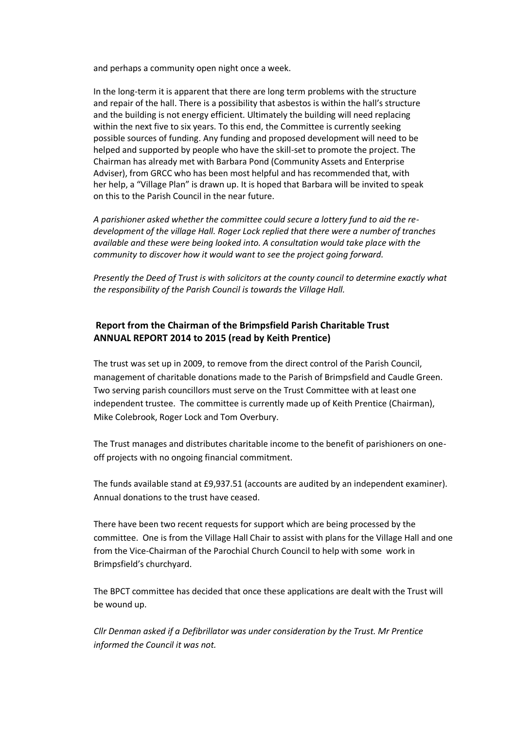and perhaps a community open night once a week.

In the long-term it is apparent that there are long term problems with the structure and repair of the hall. There is a possibility that asbestos is within the hall's structure and the building is not energy efficient. Ultimately the building will need replacing within the next five to six years. To this end, the Committee is currently seeking possible sources of funding. Any funding and proposed development will need to be helped and supported by people who have the skill-set to promote the project. The Chairman has already met with Barbara Pond (Community Assets and Enterprise Adviser), from GRCC who has been most helpful and has recommended that, with her help, a "Village Plan" is drawn up. It is hoped that Barbara will be invited to speak on this to the Parish Council in the near future.

*A parishioner asked whether the committee could secure a lottery fund to aid the re-development of the village Hall. Roger Lock replied that there were a number of tranches available and these were being looked into. A consultation would take place with the community to discover how it would want to see the project going forward.*

*Presently the Deed of Trust is with solicitors at the county council to determine exactly what the responsibility of the Parish Council is towards the Village Hall.*

**Report from the Chairman of the Brimpsfield Parish Charitable Trust ANNUAL REPORT 2014 to 2015 (read by Keith Prentice)**

The trust was set up in 2009, to remove from the direct control of the Parish Council, management of charitable donations made to the Parish of Brimpsfield and Caudle Green. Two serving parish councillors must serve on the Trust Committee with at least one independent trustee. The committee is currently made up of Keith Prentice (Chairman), Mike Colebrook, Roger Lock and Tom Overbury.

The Trust manages and distributes charitable income to the benefit of parishioners on one-off projects with no ongoing financial commitment.

The funds available stand at £9,937.51 (accounts are audited by an independent examiner). Annual donations to the trust have ceased.

There have been two recent requests for support which are being processed by the committee. One is from the Village Hall Chair to assist with plans for the Village Hall and one from the Vice-Chairman of the Parochial Church Council to help with some work in Brimpsfield's churchyard.

The BPCT committee has decided that once these applications are dealt with the Trust will be wound up.

*Cllr Denman asked if a Defibrillator was under consideration by the Trust. Mr Prentice informed the Council it was not.*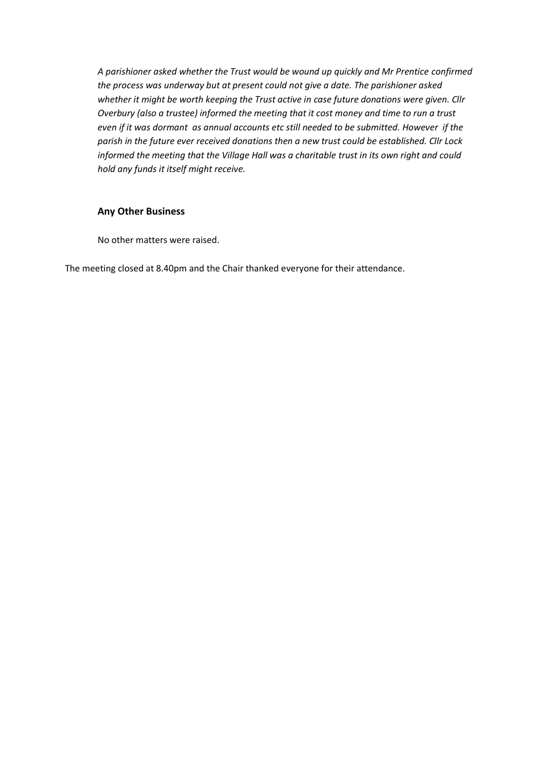*A parishioner asked whether the Trust would be wound up quickly and Mr Prentice confirmed the process was underway but at present could not give a date. The parishioner asked whether it might be worth keeping the Trust active in case future donations were given. Cllr Overbury (also a trustee) informed the meeting that it cost money and time to run a trust even if it was dormant as annual accounts etc still needed to be submitted. However if the parish in the future ever received donations then a new trust could be established. Cllr Lock informed the meeting that the Village Hall was a charitable trust in its own right and could hold any funds it itself might receive.*

**Any Other Business**

No other matters were raised.

The meeting closed at 8.40pm and the Chair thanked everyone for their attendance.